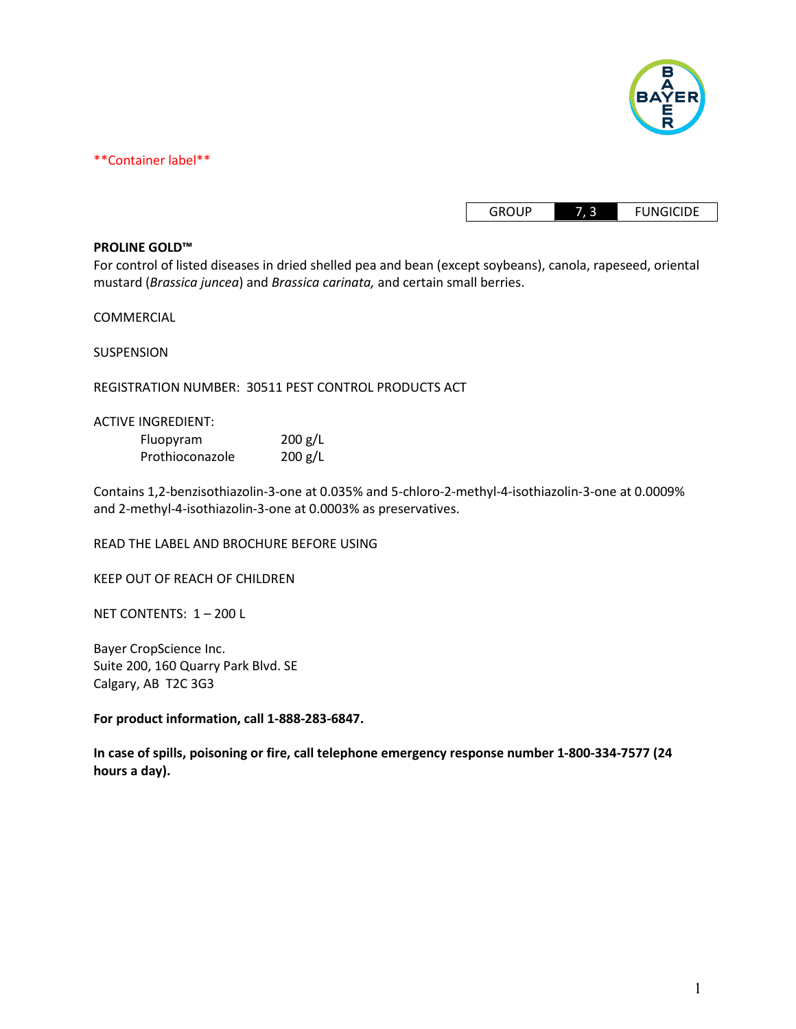**Container label**

| GROUP | 7, 3 | FUNGICIDE |
|---|---|---|

**PROLINE GOLD™**

For control of listed diseases in dried shelled pea and bean (except soybeans), canola, rapeseed, oriental mustard (*Brassica juncea*) and *Brassica carinata,* and certain small berries.

COMMERCIAL

SUSPENSION

REGISTRATION NUMBER: 30511 PEST CONTROL PRODUCTS ACT

ACTIVE INGREDIENT:

| | |
|---|---|
| Fluopyram | 200 g/L |
| Prothioconazole | 200 g/L |

Contains 1,2-benzisothiazolin-3-one at 0.035% and 5-chloro-2-methyl-4-isothiazolin-3-one at 0.0009% and 2-methyl-4-isothiazolin-3-one at 0.0003% as preservatives.

READ THE LABEL AND BROCHURE BEFORE USING

KEEP OUT OF REACH OF CHILDREN

NET CONTENTS: 1 – 200 L

Bayer CropScience Inc.
Suite 200, 160 Quarry Park Blvd. SE
Calgary, AB T2C 3G3

**For product information, call 1-888-283-6847.**

**In case of spills, poisoning or fire, call telephone emergency response number 1-800-334-7577 (24 hours a day).**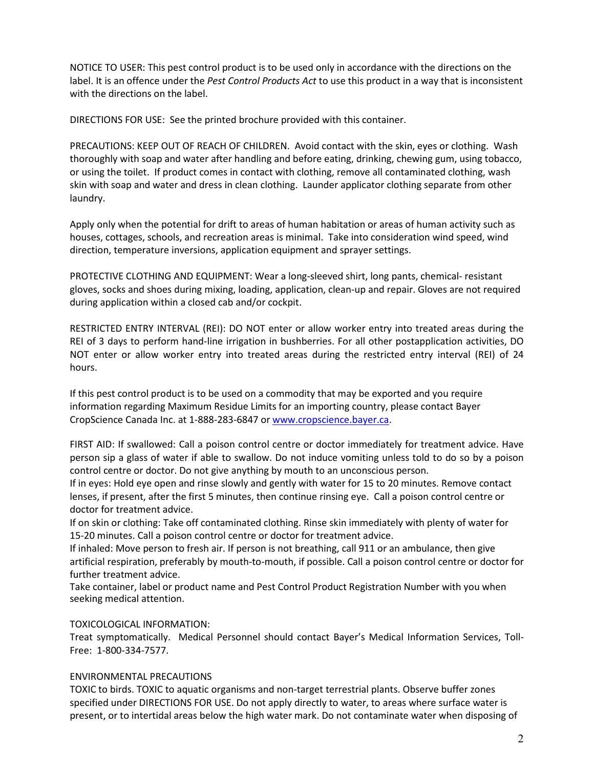NOTICE TO USER: This pest control product is to be used only in accordance with the directions on the label. It is an offence under the *Pest Control Products Act* to use this product in a way that is inconsistent with the directions on the label.

DIRECTIONS FOR USE: See the printed brochure provided with this container.

PRECAUTIONS: KEEP OUT OF REACH OF CHILDREN. Avoid contact with the skin, eyes or clothing. Wash thoroughly with soap and water after handling and before eating, drinking, chewing gum, using tobacco, or using the toilet. If product comes in contact with clothing, remove all contaminated clothing, wash skin with soap and water and dress in clean clothing. Launder applicator clothing separate from other laundry.

Apply only when the potential for drift to areas of human habitation or areas of human activity such as houses, cottages, schools, and recreation areas is minimal. Take into consideration wind speed, wind direction, temperature inversions, application equipment and sprayer settings.

PROTECTIVE CLOTHING AND EQUIPMENT: Wear a long-sleeved shirt, long pants, chemical- resistant gloves, socks and shoes during mixing, loading, application, clean-up and repair. Gloves are not required during application within a closed cab and/or cockpit.

RESTRICTED ENTRY INTERVAL (REI): DO NOT enter or allow worker entry into treated areas during the REI of 3 days to perform hand-line irrigation in bushberries. For all other postapplication activities, DO NOT enter or allow worker entry into treated areas during the restricted entry interval (REI) of 24 hours.

If this pest control product is to be used on a commodity that may be exported and you require information regarding Maximum Residue Limits for an importing country, please contact Bayer CropScience Canada Inc. at 1-888-283-6847 or www.cropscience.bayer.ca.

FIRST AID: If swallowed: Call a poison control centre or doctor immediately for treatment advice. Have person sip a glass of water if able to swallow. Do not induce vomiting unless told to do so by a poison control centre or doctor. Do not give anything by mouth to an unconscious person.
If in eyes: Hold eye open and rinse slowly and gently with water for 15 to 20 minutes. Remove contact lenses, if present, after the first 5 minutes, then continue rinsing eye. Call a poison control centre or doctor for treatment advice.
If on skin or clothing: Take off contaminated clothing. Rinse skin immediately with plenty of water for 15-20 minutes. Call a poison control centre or doctor for treatment advice.
If inhaled: Move person to fresh air. If person is not breathing, call 911 or an ambulance, then give artificial respiration, preferably by mouth-to-mouth, if possible. Call a poison control centre or doctor for further treatment advice.
Take container, label or product name and Pest Control Product Registration Number with you when seeking medical attention.

TOXICOLOGICAL INFORMATION:
Treat symptomatically. Medical Personnel should contact Bayer's Medical Information Services, Toll-Free: 1-800-334-7577.

ENVIRONMENTAL PRECAUTIONS
TOXIC to birds. TOXIC to aquatic organisms and non-target terrestrial plants. Observe buffer zones specified under DIRECTIONS FOR USE. Do not apply directly to water, to areas where surface water is present, or to intertidal areas below the high water mark. Do not contaminate water when disposing of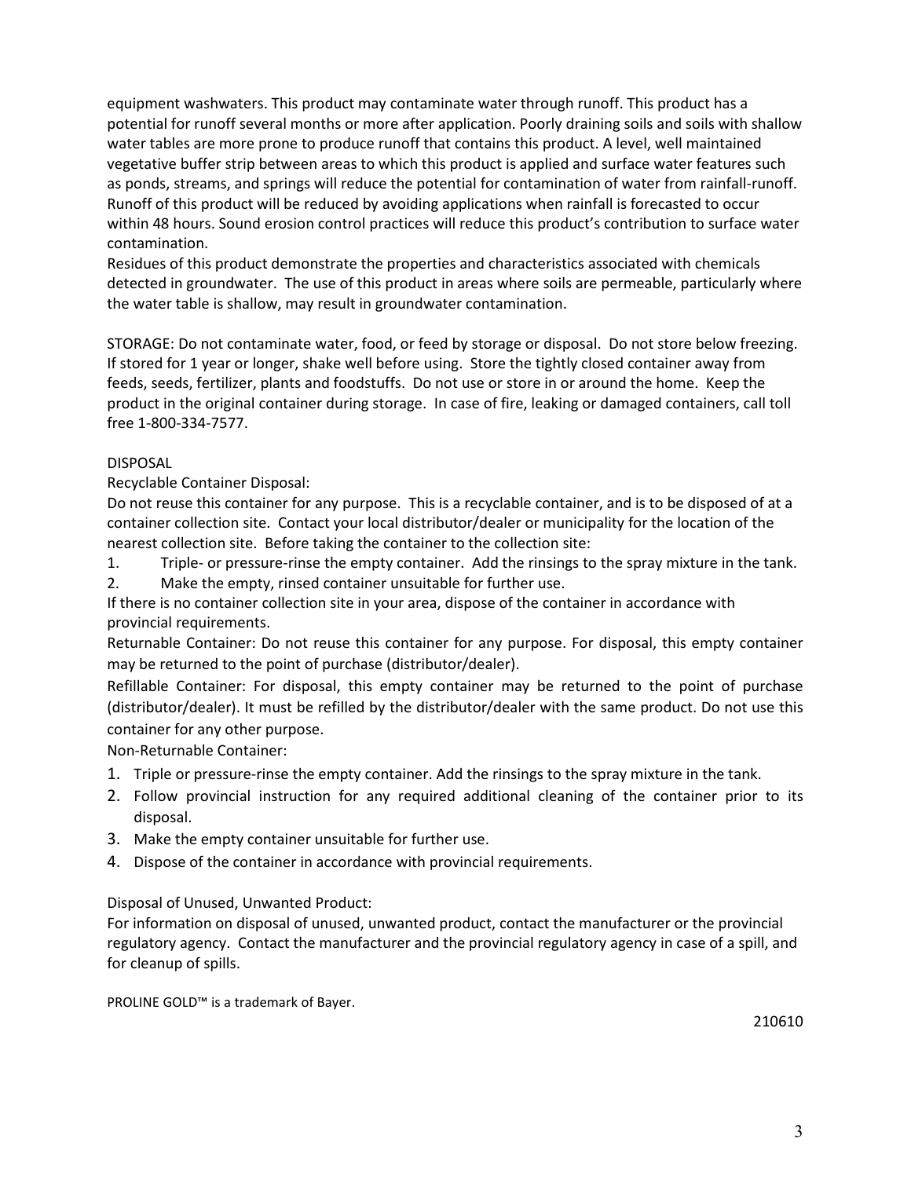equipment washwaters. This product may contaminate water through runoff. This product has a potential for runoff several months or more after application. Poorly draining soils and soils with shallow water tables are more prone to produce runoff that contains this product. A level, well maintained vegetative buffer strip between areas to which this product is applied and surface water features such as ponds, streams, and springs will reduce the potential for contamination of water from rainfall-runoff. Runoff of this product will be reduced by avoiding applications when rainfall is forecasted to occur within 48 hours. Sound erosion control practices will reduce this product's contribution to surface water contamination.

Residues of this product demonstrate the properties and characteristics associated with chemicals detected in groundwater. The use of this product in areas where soils are permeable, particularly where the water table is shallow, may result in groundwater contamination.

STORAGE: Do not contaminate water, food, or feed by storage or disposal. Do not store below freezing. If stored for 1 year or longer, shake well before using. Store the tightly closed container away from feeds, seeds, fertilizer, plants and foodstuffs. Do not use or store in or around the home. Keep the product in the original container during storage. In case of fire, leaking or damaged containers, call toll free 1-800-334-7577.

DISPOSAL

Recyclable Container Disposal:

Do not reuse this container for any purpose. This is a recyclable container, and is to be disposed of at a container collection site. Contact your local distributor/dealer or municipality for the location of the nearest collection site. Before taking the container to the collection site:

1. Triple- or pressure-rinse the empty container. Add the rinsings to the spray mixture in the tank.
2. Make the empty, rinsed container unsuitable for further use.

If there is no container collection site in your area, dispose of the container in accordance with provincial requirements.

Returnable Container: Do not reuse this container for any purpose. For disposal, this empty container may be returned to the point of purchase (distributor/dealer).

Refillable Container: For disposal, this empty container may be returned to the point of purchase (distributor/dealer). It must be refilled by the distributor/dealer with the same product. Do not use this container for any other purpose.

Non-Returnable Container:

1. Triple or pressure-rinse the empty container. Add the rinsings to the spray mixture in the tank.
2. Follow provincial instruction for any required additional cleaning of the container prior to its disposal.
3. Make the empty container unsuitable for further use.
4. Dispose of the container in accordance with provincial requirements.

Disposal of Unused, Unwanted Product:

For information on disposal of unused, unwanted product, contact the manufacturer or the provincial regulatory agency. Contact the manufacturer and the provincial regulatory agency in case of a spill, and for cleanup of spills.

PROLINE GOLD™ is a trademark of Bayer.

210610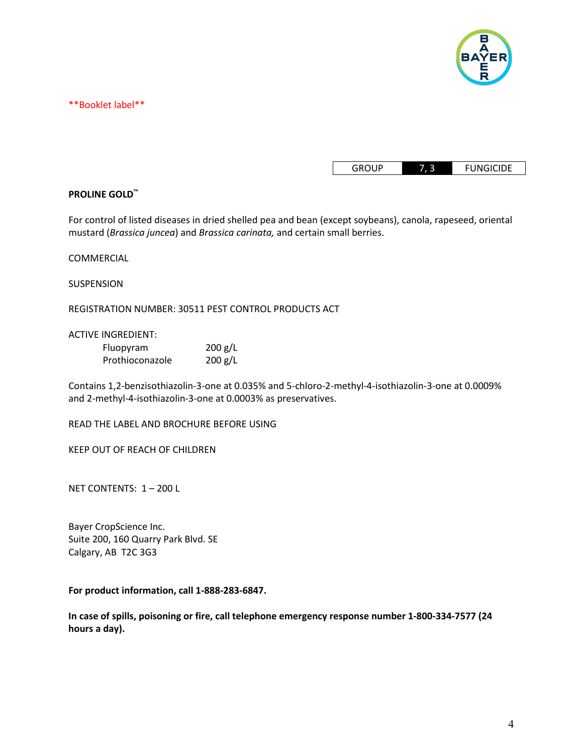**Booklet label**

| GROUP | 7, 3 | FUNGICIDE |
|---|---|---|

**PROLINE GOLD™**

For control of listed diseases in dried shelled pea and bean (except soybeans), canola, rapeseed, oriental mustard (*Brassica juncea*) and *Brassica carinata,* and certain small berries.

COMMERCIAL

SUSPENSION

REGISTRATION NUMBER: 30511 PEST CONTROL PRODUCTS ACT

ACTIVE INGREDIENT:

| | |
|---|---|
| Fluopyram | 200 g/L |
| Prothioconazole | 200 g/L |

Contains 1,2-benzisothiazolin-3-one at 0.035% and 5-chloro-2-methyl-4-isothiazolin-3-one at 0.0009% and 2-methyl-4-isothiazolin-3-one at 0.0003% as preservatives.

READ THE LABEL AND BROCHURE BEFORE USING

KEEP OUT OF REACH OF CHILDREN

NET CONTENTS: 1 – 200 L

Bayer CropScience Inc.
Suite 200, 160 Quarry Park Blvd. SE
Calgary, AB T2C 3G3

**For product information, call 1-888-283-6847.**

**In case of spills, poisoning or fire, call telephone emergency response number 1-800-334-7577 (24 hours a day).**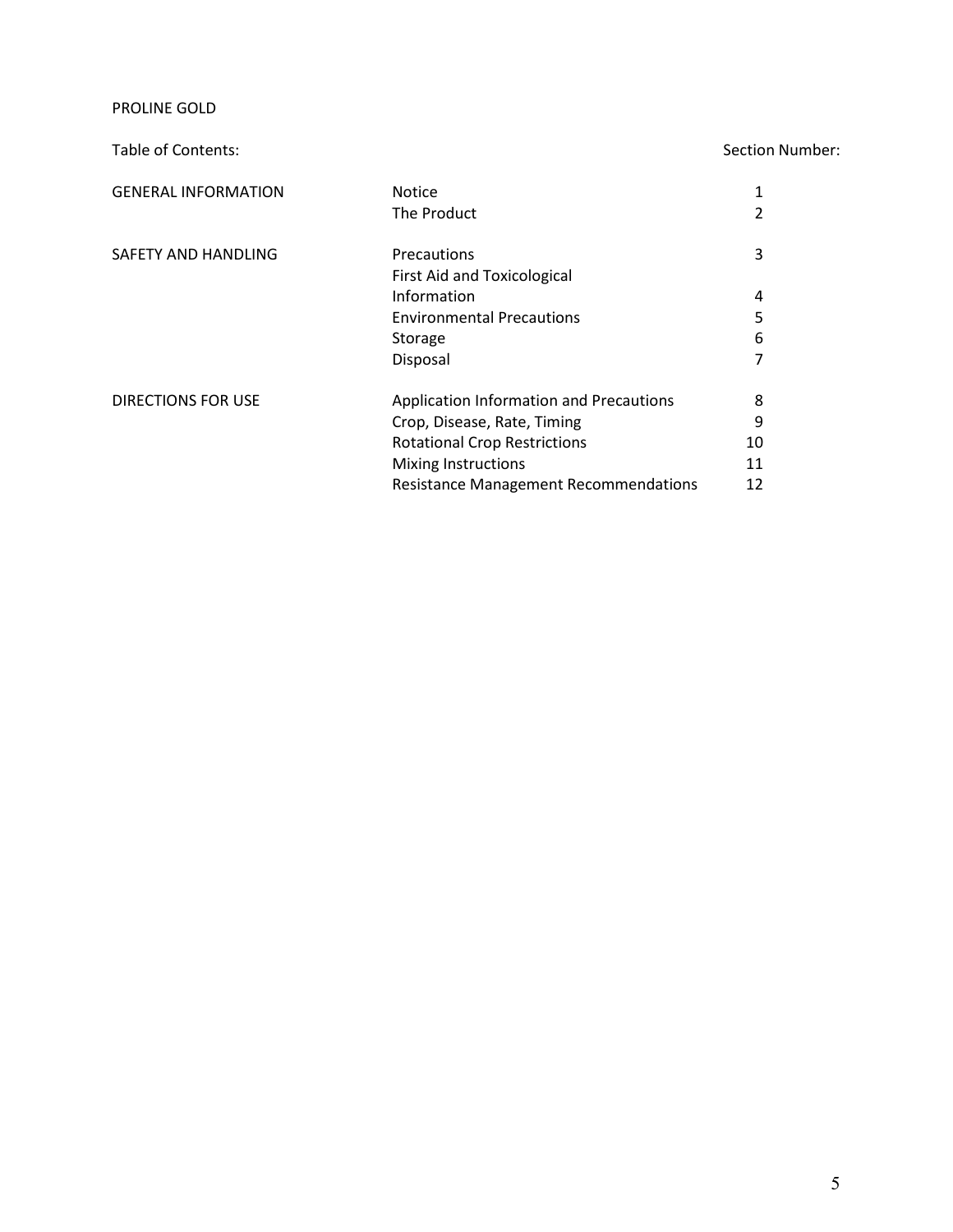PROLINE GOLD

| Table of Contents: | | Section Number: |
| --- | --- | --- |
| GENERAL INFORMATION | Notice | 1 |
| | The Product | 2 |
| SAFETY AND HANDLING | Precautions | 3 |
| | First Aid and Toxicological Information | 4 |
| | Environmental Precautions | 5 |
| | Storage | 6 |
| | Disposal | 7 |
| DIRECTIONS FOR USE | Application Information and Precautions | 8 |
| | Crop, Disease, Rate, Timing | 9 |
| | Rotational Crop Restrictions | 10 |
| | Mixing Instructions | 11 |
| | Resistance Management Recommendations | 12 |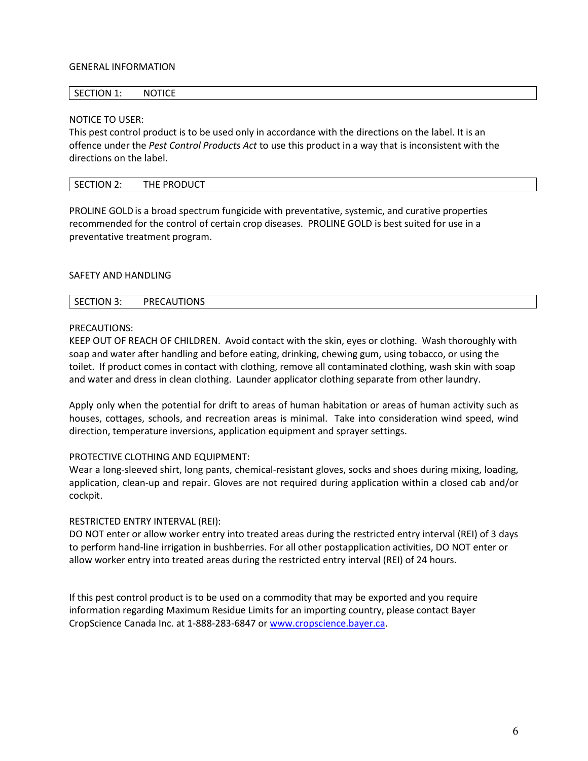# GENERAL INFORMATION

## SECTION 1: NOTICE

NOTICE TO USER:
This pest control product is to be used only in accordance with the directions on the label. It is an offence under the *Pest Control Products Act* to use this product in a way that is inconsistent with the directions on the label.

## SECTION 2: THE PRODUCT

PROLINE GOLD is a broad spectrum fungicide with preventative, systemic, and curative properties recommended for the control of certain crop diseases. PROLINE GOLD is best suited for use in a preventative treatment program.

# SAFETY AND HANDLING

## SECTION 3: PRECAUTIONS

PRECAUTIONS:
KEEP OUT OF REACH OF CHILDREN. Avoid contact with the skin, eyes or clothing. Wash thoroughly with soap and water after handling and before eating, drinking, chewing gum, using tobacco, or using the toilet. If product comes in contact with clothing, remove all contaminated clothing, wash skin with soap and water and dress in clean clothing. Launder applicator clothing separate from other laundry.

Apply only when the potential for drift to areas of human habitation or areas of human activity such as houses, cottages, schools, and recreation areas is minimal. Take into consideration wind speed, wind direction, temperature inversions, application equipment and sprayer settings.

PROTECTIVE CLOTHING AND EQUIPMENT:
Wear a long-sleeved shirt, long pants, chemical-resistant gloves, socks and shoes during mixing, loading, application, clean-up and repair. Gloves are not required during application within a closed cab and/or cockpit.

RESTRICTED ENTRY INTERVAL (REI):
DO NOT enter or allow worker entry into treated areas during the restricted entry interval (REI) of 3 days to perform hand-line irrigation in bushberries. For all other postapplication activities, DO NOT enter or allow worker entry into treated areas during the restricted entry interval (REI) of 24 hours.

If this pest control product is to be used on a commodity that may be exported and you require information regarding Maximum Residue Limits for an importing country, please contact Bayer CropScience Canada Inc. at 1-888-283-6847 or www.cropscience.bayer.ca.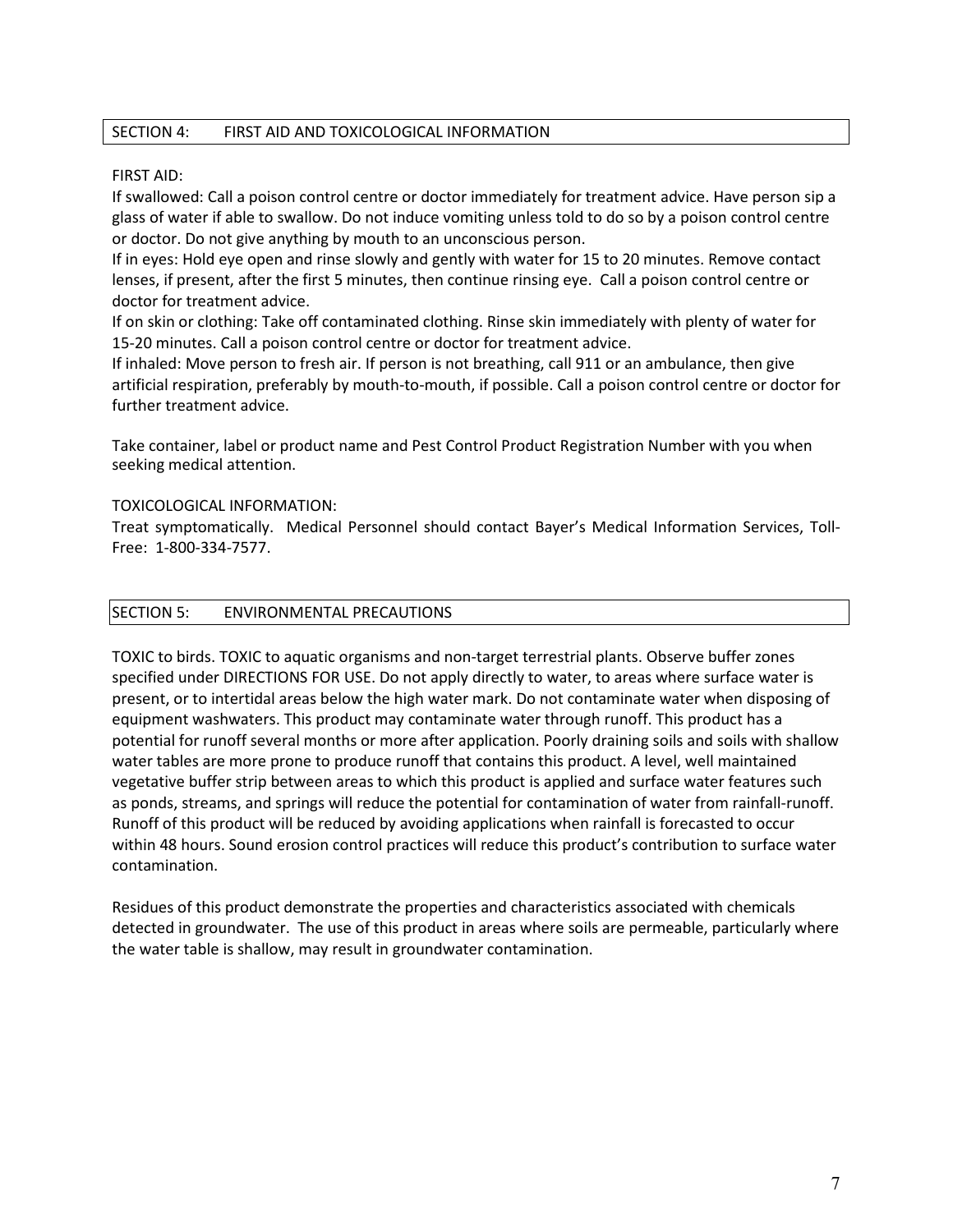## SECTION 4: FIRST AID AND TOXICOLOGICAL INFORMATION

FIRST AID:

If swallowed: Call a poison control centre or doctor immediately for treatment advice. Have person sip a glass of water if able to swallow. Do not induce vomiting unless told to do so by a poison control centre or doctor. Do not give anything by mouth to an unconscious person.

If in eyes: Hold eye open and rinse slowly and gently with water for 15 to 20 minutes. Remove contact lenses, if present, after the first 5 minutes, then continue rinsing eye. Call a poison control centre or doctor for treatment advice.

If on skin or clothing: Take off contaminated clothing. Rinse skin immediately with plenty of water for 15-20 minutes. Call a poison control centre or doctor for treatment advice.

If inhaled: Move person to fresh air. If person is not breathing, call 911 or an ambulance, then give artificial respiration, preferably by mouth-to-mouth, if possible. Call a poison control centre or doctor for further treatment advice.

Take container, label or product name and Pest Control Product Registration Number with you when seeking medical attention.

TOXICOLOGICAL INFORMATION:

Treat symptomatically. Medical Personnel should contact Bayer's Medical Information Services, Toll-Free: 1-800-334-7577.

## SECTION 5: ENVIRONMENTAL PRECAUTIONS

TOXIC to birds. TOXIC to aquatic organisms and non-target terrestrial plants. Observe buffer zones specified under DIRECTIONS FOR USE. Do not apply directly to water, to areas where surface water is present, or to intertidal areas below the high water mark. Do not contaminate water when disposing of equipment washwaters. This product may contaminate water through runoff. This product has a potential for runoff several months or more after application. Poorly draining soils and soils with shallow water tables are more prone to produce runoff that contains this product. A level, well maintained vegetative buffer strip between areas to which this product is applied and surface water features such as ponds, streams, and springs will reduce the potential for contamination of water from rainfall-runoff. Runoff of this product will be reduced by avoiding applications when rainfall is forecasted to occur within 48 hours. Sound erosion control practices will reduce this product's contribution to surface water contamination.

Residues of this product demonstrate the properties and characteristics associated with chemicals detected in groundwater. The use of this product in areas where soils are permeable, particularly where the water table is shallow, may result in groundwater contamination.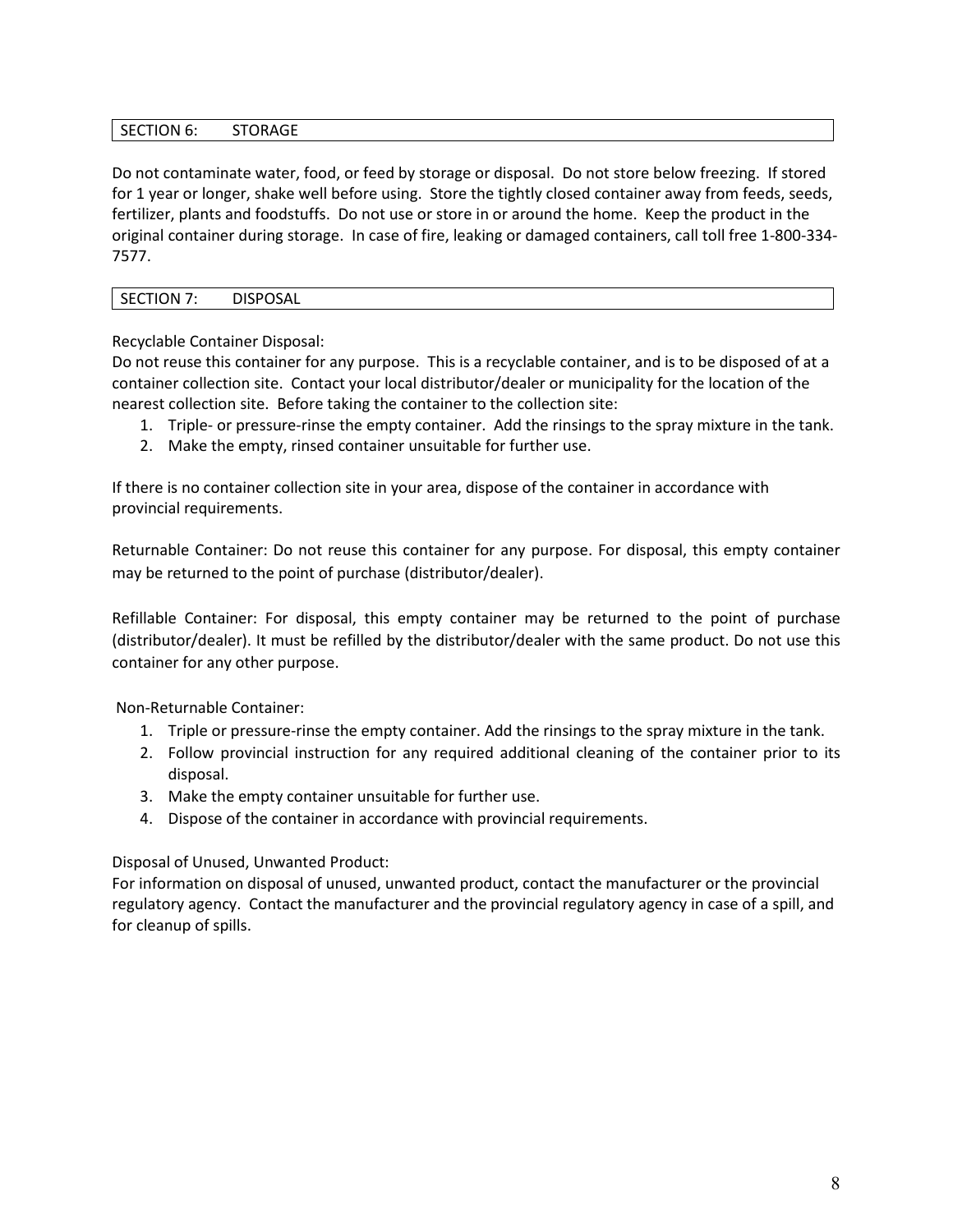## SECTION 6: STORAGE

Do not contaminate water, food, or feed by storage or disposal. Do not store below freezing. If stored for 1 year or longer, shake well before using. Store the tightly closed container away from feeds, seeds, fertilizer, plants and foodstuffs. Do not use or store in or around the home. Keep the product in the original container during storage. In case of fire, leaking or damaged containers, call toll free 1-800-334-7577.

## SECTION 7: DISPOSAL

Recyclable Container Disposal:
Do not reuse this container for any purpose. This is a recyclable container, and is to be disposed of at a container collection site. Contact your local distributor/dealer or municipality for the location of the nearest collection site. Before taking the container to the collection site:

1. Triple- or pressure-rinse the empty container. Add the rinsings to the spray mixture in the tank.
2. Make the empty, rinsed container unsuitable for further use.

If there is no container collection site in your area, dispose of the container in accordance with provincial requirements.

Returnable Container: Do not reuse this container for any purpose. For disposal, this empty container may be returned to the point of purchase (distributor/dealer).

Refillable Container: For disposal, this empty container may be returned to the point of purchase (distributor/dealer). It must be refilled by the distributor/dealer with the same product. Do not use this container for any other purpose.

Non-Returnable Container:

1. Triple or pressure-rinse the empty container. Add the rinsings to the spray mixture in the tank.
2. Follow provincial instruction for any required additional cleaning of the container prior to its disposal.
3. Make the empty container unsuitable for further use.
4. Dispose of the container in accordance with provincial requirements.

Disposal of Unused, Unwanted Product:
For information on disposal of unused, unwanted product, contact the manufacturer or the provincial regulatory agency. Contact the manufacturer and the provincial regulatory agency in case of a spill, and for cleanup of spills.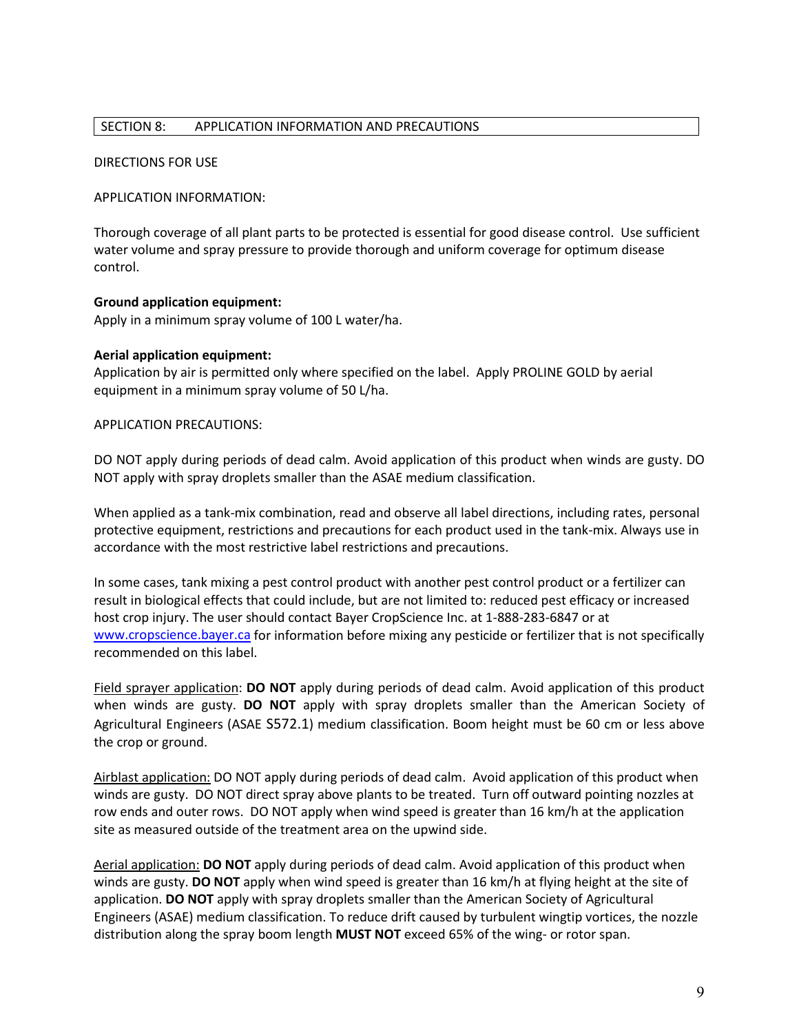## SECTION 8: APPLICATION INFORMATION AND PRECAUTIONS

DIRECTIONS FOR USE

APPLICATION INFORMATION:

Thorough coverage of all plant parts to be protected is essential for good disease control. Use sufficient water volume and spray pressure to provide thorough and uniform coverage for optimum disease control.

**Ground application equipment:**
Apply in a minimum spray volume of 100 L water/ha.

**Aerial application equipment:**
Application by air is permitted only where specified on the label. Apply PROLINE GOLD by aerial equipment in a minimum spray volume of 50 L/ha.

APPLICATION PRECAUTIONS:

DO NOT apply during periods of dead calm. Avoid application of this product when winds are gusty. DO NOT apply with spray droplets smaller than the ASAE medium classification.

When applied as a tank-mix combination, read and observe all label directions, including rates, personal protective equipment, restrictions and precautions for each product used in the tank-mix. Always use in accordance with the most restrictive label restrictions and precautions.

In some cases, tank mixing a pest control product with another pest control product or a fertilizer can result in biological effects that could include, but are not limited to: reduced pest efficacy or increased host crop injury. The user should contact Bayer CropScience Inc. at 1-888-283-6847 or at www.cropscience.bayer.ca for information before mixing any pesticide or fertilizer that is not specifically recommended on this label.

Field sprayer application: **DO NOT** apply during periods of dead calm. Avoid application of this product when winds are gusty. **DO NOT** apply with spray droplets smaller than the American Society of Agricultural Engineers (ASAE S572.1) medium classification. Boom height must be 60 cm or less above the crop or ground.

Airblast application: DO NOT apply during periods of dead calm. Avoid application of this product when winds are gusty. DO NOT direct spray above plants to be treated. Turn off outward pointing nozzles at row ends and outer rows. DO NOT apply when wind speed is greater than 16 km/h at the application site as measured outside of the treatment area on the upwind side.

Aerial application: **DO NOT** apply during periods of dead calm. Avoid application of this product when winds are gusty. **DO NOT** apply when wind speed is greater than 16 km/h at flying height at the site of application. **DO NOT** apply with spray droplets smaller than the American Society of Agricultural Engineers (ASAE) medium classification. To reduce drift caused by turbulent wingtip vortices, the nozzle distribution along the spray boom length **MUST NOT** exceed 65% of the wing- or rotor span.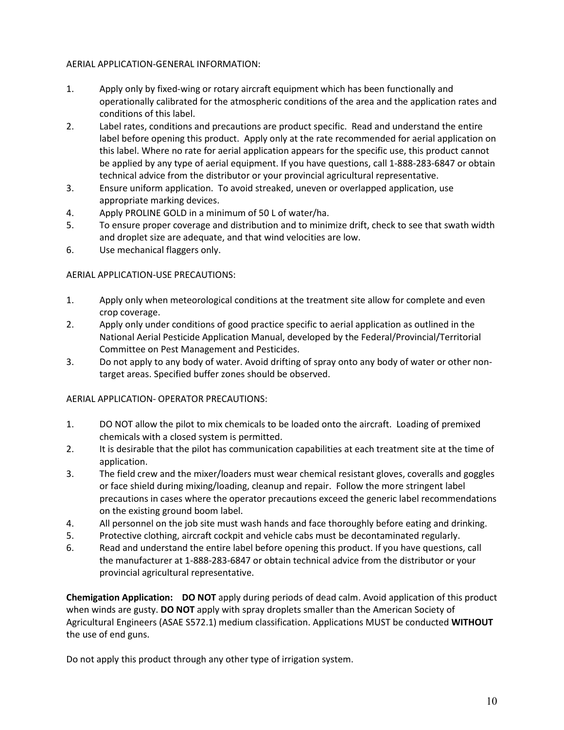AERIAL APPLICATION-GENERAL INFORMATION:

1. Apply only by fixed-wing or rotary aircraft equipment which has been functionally and operationally calibrated for the atmospheric conditions of the area and the application rates and conditions of this label.
2. Label rates, conditions and precautions are product specific. Read and understand the entire label before opening this product. Apply only at the rate recommended for aerial application on this label. Where no rate for aerial application appears for the specific use, this product cannot be applied by any type of aerial equipment. If you have questions, call 1-888-283-6847 or obtain technical advice from the distributor or your provincial agricultural representative.
3. Ensure uniform application. To avoid streaked, uneven or overlapped application, use appropriate marking devices.
4. Apply PROLINE GOLD in a minimum of 50 L of water/ha.
5. To ensure proper coverage and distribution and to minimize drift, check to see that swath width and droplet size are adequate, and that wind velocities are low.
6. Use mechanical flaggers only.

AERIAL APPLICATION-USE PRECAUTIONS:

1. Apply only when meteorological conditions at the treatment site allow for complete and even crop coverage.
2. Apply only under conditions of good practice specific to aerial application as outlined in the National Aerial Pesticide Application Manual, developed by the Federal/Provincial/Territorial Committee on Pest Management and Pesticides.
3. Do not apply to any body of water. Avoid drifting of spray onto any body of water or other non-target areas. Specified buffer zones should be observed.

AERIAL APPLICATION- OPERATOR PRECAUTIONS:

1. DO NOT allow the pilot to mix chemicals to be loaded onto the aircraft. Loading of premixed chemicals with a closed system is permitted.
2. It is desirable that the pilot has communication capabilities at each treatment site at the time of application.
3. The field crew and the mixer/loaders must wear chemical resistant gloves, coveralls and goggles or face shield during mixing/loading, cleanup and repair. Follow the more stringent label precautions in cases where the operator precautions exceed the generic label recommendations on the existing ground boom label.
4. All personnel on the job site must wash hands and face thoroughly before eating and drinking.
5. Protective clothing, aircraft cockpit and vehicle cabs must be decontaminated regularly.
6. Read and understand the entire label before opening this product. If you have questions, call the manufacturer at 1-888-283-6847 or obtain technical advice from the distributor or your provincial agricultural representative.

**Chemigation Application:** **DO NOT** apply during periods of dead calm. Avoid application of this product when winds are gusty. **DO NOT** apply with spray droplets smaller than the American Society of Agricultural Engineers (ASAE S572.1) medium classification. Applications MUST be conducted **WITHOUT** the use of end guns.

Do not apply this product through any other type of irrigation system.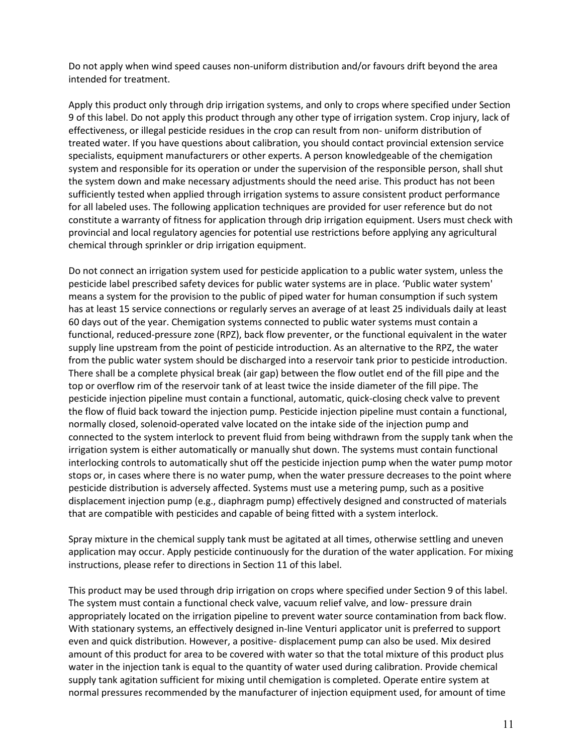Do not apply when wind speed causes non-uniform distribution and/or favours drift beyond the area intended for treatment.

Apply this product only through drip irrigation systems, and only to crops where specified under Section 9 of this label. Do not apply this product through any other type of irrigation system. Crop injury, lack of effectiveness, or illegal pesticide residues in the crop can result from non- uniform distribution of treated water. If you have questions about calibration, you should contact provincial extension service specialists, equipment manufacturers or other experts. A person knowledgeable of the chemigation system and responsible for its operation or under the supervision of the responsible person, shall shut the system down and make necessary adjustments should the need arise. This product has not been sufficiently tested when applied through irrigation systems to assure consistent product performance for all labeled uses. The following application techniques are provided for user reference but do not constitute a warranty of fitness for application through drip irrigation equipment. Users must check with provincial and local regulatory agencies for potential use restrictions before applying any agricultural chemical through sprinkler or drip irrigation equipment.

Do not connect an irrigation system used for pesticide application to a public water system, unless the pesticide label prescribed safety devices for public water systems are in place. 'Public water system' means a system for the provision to the public of piped water for human consumption if such system has at least 15 service connections or regularly serves an average of at least 25 individuals daily at least 60 days out of the year. Chemigation systems connected to public water systems must contain a functional, reduced-pressure zone (RPZ), back flow preventer, or the functional equivalent in the water supply line upstream from the point of pesticide introduction. As an alternative to the RPZ, the water from the public water system should be discharged into a reservoir tank prior to pesticide introduction. There shall be a complete physical break (air gap) between the flow outlet end of the fill pipe and the top or overflow rim of the reservoir tank of at least twice the inside diameter of the fill pipe. The pesticide injection pipeline must contain a functional, automatic, quick-closing check valve to prevent the flow of fluid back toward the injection pump. Pesticide injection pipeline must contain a functional, normally closed, solenoid-operated valve located on the intake side of the injection pump and connected to the system interlock to prevent fluid from being withdrawn from the supply tank when the irrigation system is either automatically or manually shut down. The systems must contain functional interlocking controls to automatically shut off the pesticide injection pump when the water pump motor stops or, in cases where there is no water pump, when the water pressure decreases to the point where pesticide distribution is adversely affected. Systems must use a metering pump, such as a positive displacement injection pump (e.g., diaphragm pump) effectively designed and constructed of materials that are compatible with pesticides and capable of being fitted with a system interlock.

Spray mixture in the chemical supply tank must be agitated at all times, otherwise settling and uneven application may occur. Apply pesticide continuously for the duration of the water application. For mixing instructions, please refer to directions in Section 11 of this label.

This product may be used through drip irrigation on crops where specified under Section 9 of this label. The system must contain a functional check valve, vacuum relief valve, and low- pressure drain appropriately located on the irrigation pipeline to prevent water source contamination from back flow. With stationary systems, an effectively designed in-line Venturi applicator unit is preferred to support even and quick distribution. However, a positive- displacement pump can also be used. Mix desired amount of this product for area to be covered with water so that the total mixture of this product plus water in the injection tank is equal to the quantity of water used during calibration. Provide chemical supply tank agitation sufficient for mixing until chemigation is completed. Operate entire system at normal pressures recommended by the manufacturer of injection equipment used, for amount of time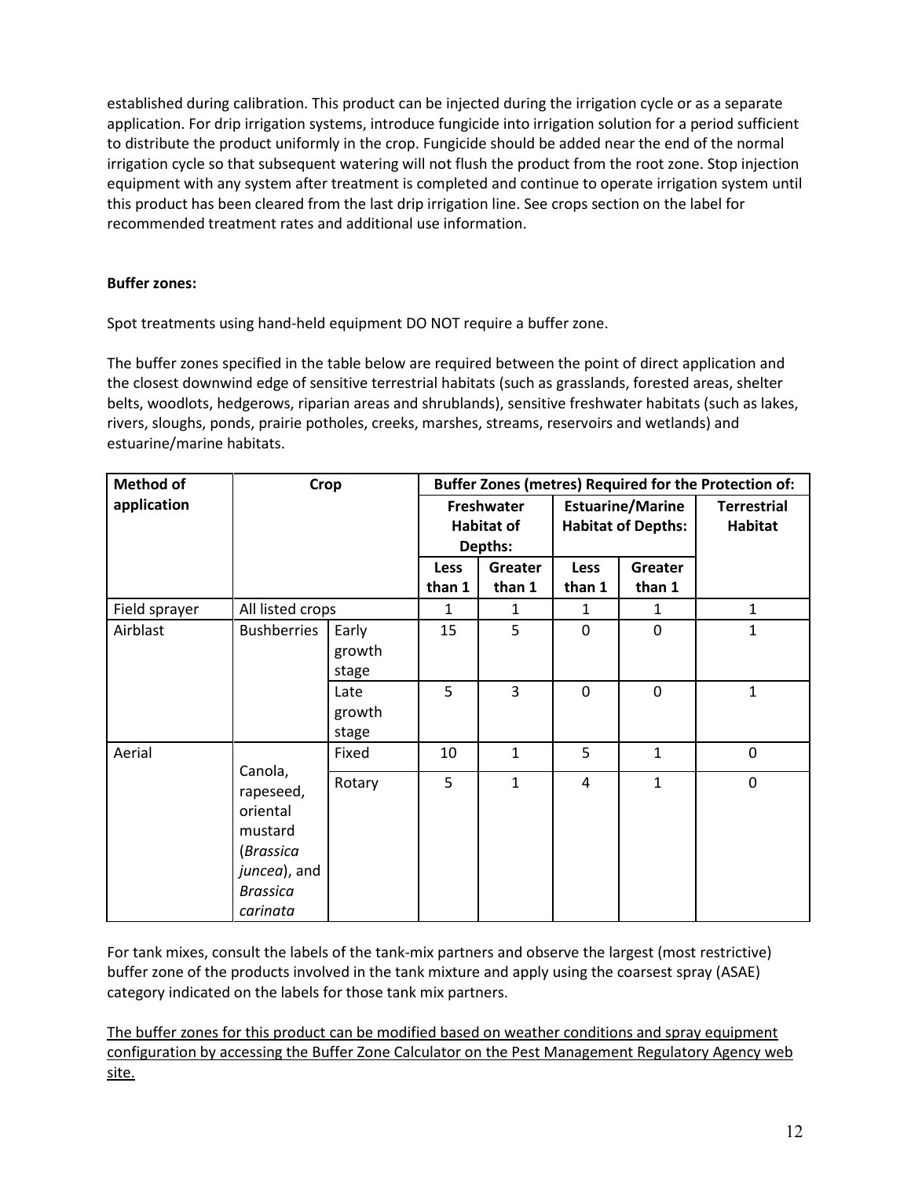established during calibration. This product can be injected during the irrigation cycle or as a separate application. For drip irrigation systems, introduce fungicide into irrigation solution for a period sufficient to distribute the product uniformly in the crop. Fungicide should be added near the end of the normal irrigation cycle so that subsequent watering will not flush the product from the root zone. Stop injection equipment with any system after treatment is completed and continue to operate irrigation system until this product has been cleared from the last drip irrigation line. See crops section on the label for recommended treatment rates and additional use information.

**Buffer zones:**

Spot treatments using hand-held equipment DO NOT require a buffer zone.

The buffer zones specified in the table below are required between the point of direct application and the closest downwind edge of sensitive terrestrial habitats (such as grasslands, forested areas, shelter belts, woodlots, hedgerows, riparian areas and shrublands), sensitive freshwater habitats (such as lakes, rivers, sloughs, ponds, prairie potholes, creeks, marshes, streams, reservoirs and wetlands) and estuarine/marine habitats.

| **Method of application** | **Crop** | | **Buffer Zones (metres) Required for the Protection of:** | | | | |
|---|---|---|---|---|---|---|---|
| | | | **Freshwater Habitat of Depths:** | | **Estuarine/Marine Habitat of Depths:** | | **Terrestrial Habitat** |
| | | | **Less than 1** | **Greater than 1** | **Less than 1** | **Greater than 1** | |
| Field sprayer | All listed crops | | 1 | 1 | 1 | 1 | 1 |
| Airblast | Bushberries | Early growth stage | 15 | 5 | 0 | 0 | 1 |
| | | Late growth stage | 5 | 3 | 0 | 0 | 1 |
| Aerial | Canola, rapeseed, oriental mustard (*Brassica juncea*), and *Brassica carinata* | Fixed | 10 | 1 | 5 | 1 | 0 |
| | | Rotary | 5 | 1 | 4 | 1 | 0 |

For tank mixes, consult the labels of the tank-mix partners and observe the largest (most restrictive) buffer zone of the products involved in the tank mixture and apply using the coarsest spray (ASAE) category indicated on the labels for those tank mix partners.

The buffer zones for this product can be modified based on weather conditions and spray equipment configuration by accessing the Buffer Zone Calculator on the Pest Management Regulatory Agency web site.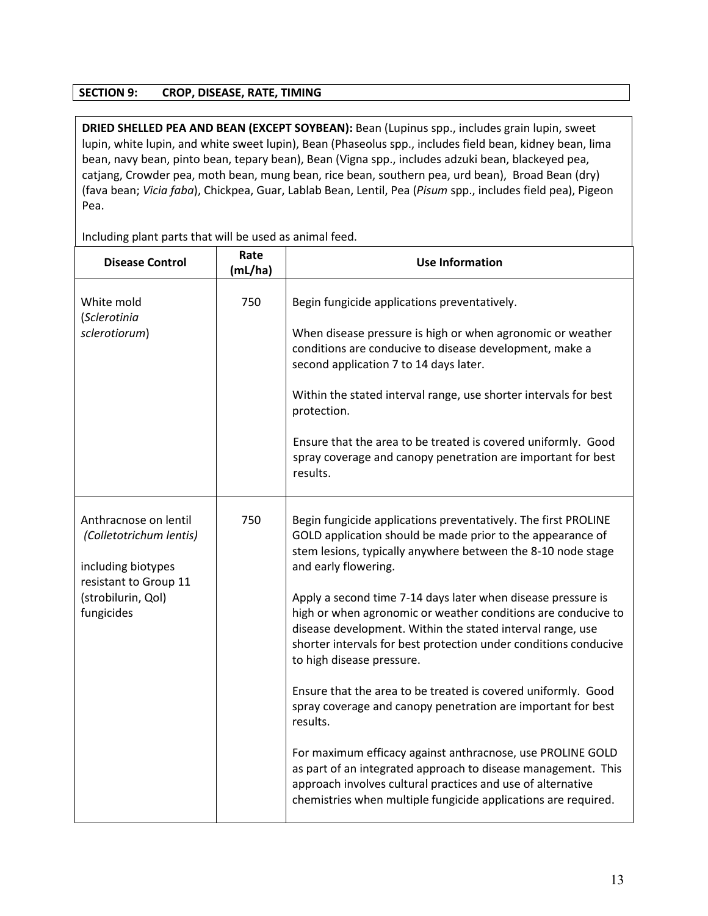## SECTION 9: CROP, DISEASE, RATE, TIMING

**DRIED SHELLED PEA AND BEAN (EXCEPT SOYBEAN):** Bean (Lupinus spp., includes grain lupin, sweet lupin, white lupin, and white sweet lupin), Bean (Phaseolus spp., includes field bean, kidney bean, lima bean, navy bean, pinto bean, tepary bean), Bean (Vigna spp., includes adzuki bean, blackeyed pea, catjang, Crowder pea, moth bean, mung bean, rice bean, southern pea, urd bean), Broad Bean (dry) (fava bean; *Vicia faba*), Chickpea, Guar, Lablab Bean, Lentil, Pea (*Pisum* spp., includes field pea), Pigeon Pea.

Including plant parts that will be used as animal feed.

| Disease Control | Rate (mL/ha) | Use Information |
|---|---|---|
| White mold (*Sclerotinia sclerotiorum*) | 750 | Begin fungicide applications preventatively.<br><br>When disease pressure is high or when agronomic or weather conditions are conducive to disease development, make a second application 7 to 14 days later.<br><br>Within the stated interval range, use shorter intervals for best protection.<br><br>Ensure that the area to be treated is covered uniformly. Good spray coverage and canopy penetration are important for best results. |
| Anthracnose on lentil *(Colletotrichum lentis)*<br><br>including biotypes resistant to Group 11 (strobilurin, QoI) fungicides | 750 | Begin fungicide applications preventatively. The first PROLINE GOLD application should be made prior to the appearance of stem lesions, typically anywhere between the 8-10 node stage and early flowering.<br><br>Apply a second time 7-14 days later when disease pressure is high or when agronomic or weather conditions are conducive to disease development. Within the stated interval range, use shorter intervals for best protection under conditions conducive to high disease pressure.<br><br>Ensure that the area to be treated is covered uniformly. Good spray coverage and canopy penetration are important for best results.<br><br>For maximum efficacy against anthracnose, use PROLINE GOLD as part of an integrated approach to disease management. This approach involves cultural practices and use of alternative chemistries when multiple fungicide applications are required. |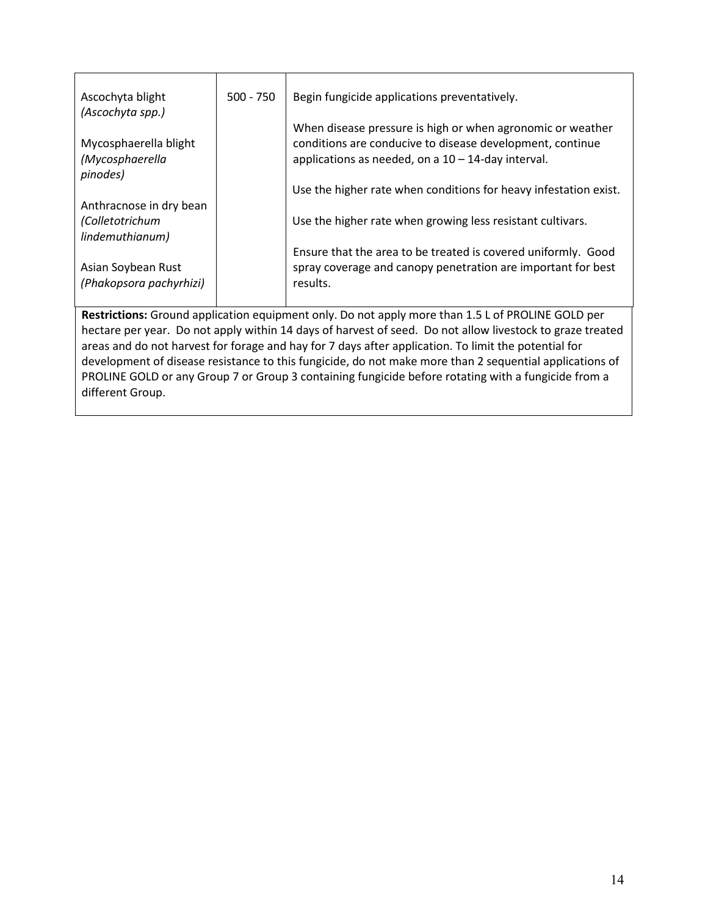| | | |
|---|---|---|
| Ascochyta blight *(Ascochyta spp.)*<br><br>Mycosphaerella blight *(Mycosphaerella pinodes)*<br><br>Anthracnose in dry bean *(Colletotrichum lindemuthianum)*<br><br>Asian Soybean Rust *(Phakopsora pachyrhizi)* | 500 - 750 | Begin fungicide applications preventatively.<br><br>When disease pressure is high or when agronomic or weather conditions are conducive to disease development, continue applications as needed, on a 10 – 14-day interval.<br><br>Use the higher rate when conditions for heavy infestation exist.<br><br>Use the higher rate when growing less resistant cultivars.<br><br>Ensure that the area to be treated is covered uniformly. Good spray coverage and canopy penetration are important for best results. |
| **Restrictions:** Ground application equipment only. Do not apply more than 1.5 L of PROLINE GOLD per hectare per year. Do not apply within 14 days of harvest of seed. Do not allow livestock to graze treated areas and do not harvest for forage and hay for 7 days after application. To limit the potential for development of disease resistance to this fungicide, do not make more than 2 sequential applications of PROLINE GOLD or any Group 7 or Group 3 containing fungicide before rotating with a fungicide from a different Group. | | |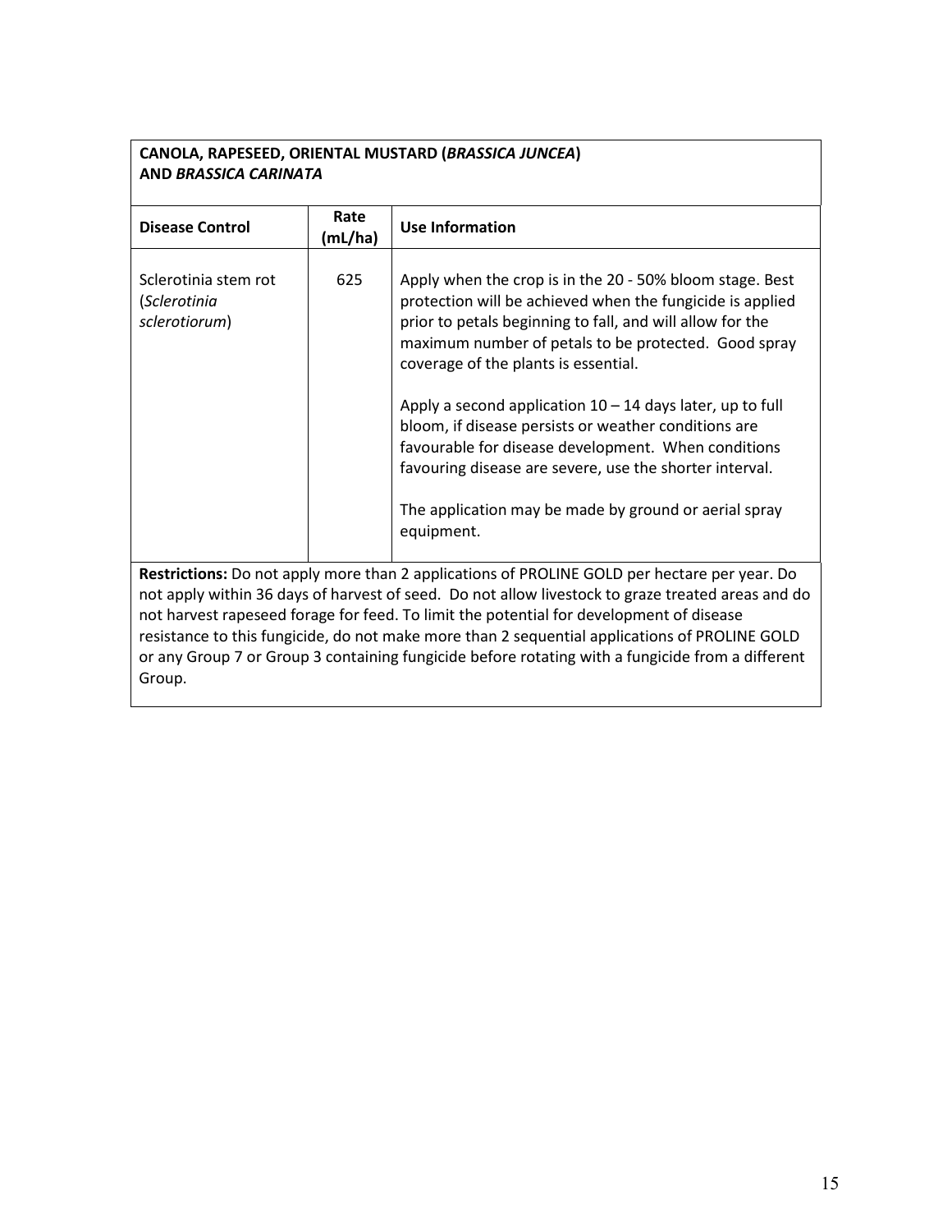| **CANOLA, RAPESEED, ORIENTAL MUSTARD (*BRASSICA JUNCEA*) AND *BRASSICA CARINATA*** | | |
|---|---|---|
| **Disease Control** | **Rate (mL/ha)** | **Use Information** |
| Sclerotinia stem rot (*Sclerotinia sclerotiorum*) | 625 | Apply when the crop is in the 20 - 50% bloom stage. Best protection will be achieved when the fungicide is applied prior to petals beginning to fall, and will allow for the maximum number of petals to be protected. Good spray coverage of the plants is essential.<br><br>Apply a second application 10 – 14 days later, up to full bloom, if disease persists or weather conditions are favourable for disease development. When conditions favouring disease are severe, use the shorter interval.<br><br>The application may be made by ground or aerial spray equipment. |
| **Restrictions:** Do not apply more than 2 applications of PROLINE GOLD per hectare per year. Do not apply within 36 days of harvest of seed. Do not allow livestock to graze treated areas and do not harvest rapeseed forage for feed. To limit the potential for development of disease resistance to this fungicide, do not make more than 2 sequential applications of PROLINE GOLD or any Group 7 or Group 3 containing fungicide before rotating with a fungicide from a different Group. | | |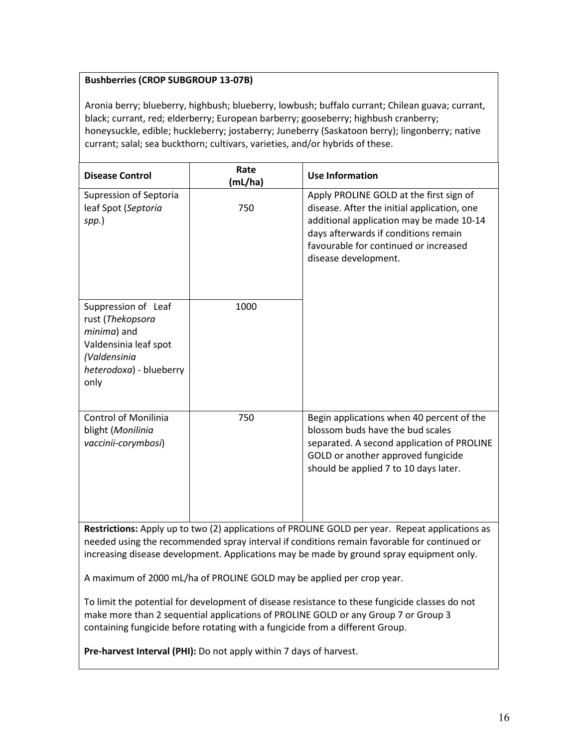**Bushberries (CROP SUBGROUP 13-07B)**

Aronia berry; blueberry, highbush; blueberry, lowbush; buffalo currant; Chilean guava; currant, black; currant, red; elderberry; European barberry; gooseberry; highbush cranberry; honeysuckle, edible; huckleberry; jostaberry; Juneberry (Saskatoon berry); lingonberry; native currant; salal; sea buckthorn; cultivars, varieties, and/or hybrids of these.

| Disease Control | Rate (mL/ha) | Use Information |
|---|---|---|
| Supression of Septoria leaf Spot (*Septoria spp.*) | 750 | Apply PROLINE GOLD at the first sign of disease. After the initial application, one additional application may be made 10-14 days afterwards if conditions remain favourable for continued or increased disease development. |
| Suppression of Leaf rust (*Thekopsora minima*) and Valdensinia leaf spot (*Valdensinia heterodoxa*) - blueberry only | 1000 | |
| Control of Monilinia blight (*Monilinia vaccinii-corymbosi*) | 750 | Begin applications when 40 percent of the blossom buds have the bud scales separated. A second application of PROLINE GOLD or another approved fungicide should be applied 7 to 10 days later. |

**Restrictions:** Apply up to two (2) applications of PROLINE GOLD per year. Repeat applications as needed using the recommended spray interval if conditions remain favorable for continued or increasing disease development. Applications may be made by ground spray equipment only.

A maximum of 2000 mL/ha of PROLINE GOLD may be applied per crop year.

To limit the potential for development of disease resistance to these fungicide classes do not make more than 2 sequential applications of PROLINE GOLD or any Group 7 or Group 3 containing fungicide before rotating with a fungicide from a different Group.

**Pre-harvest Interval (PHI):** Do not apply within 7 days of harvest.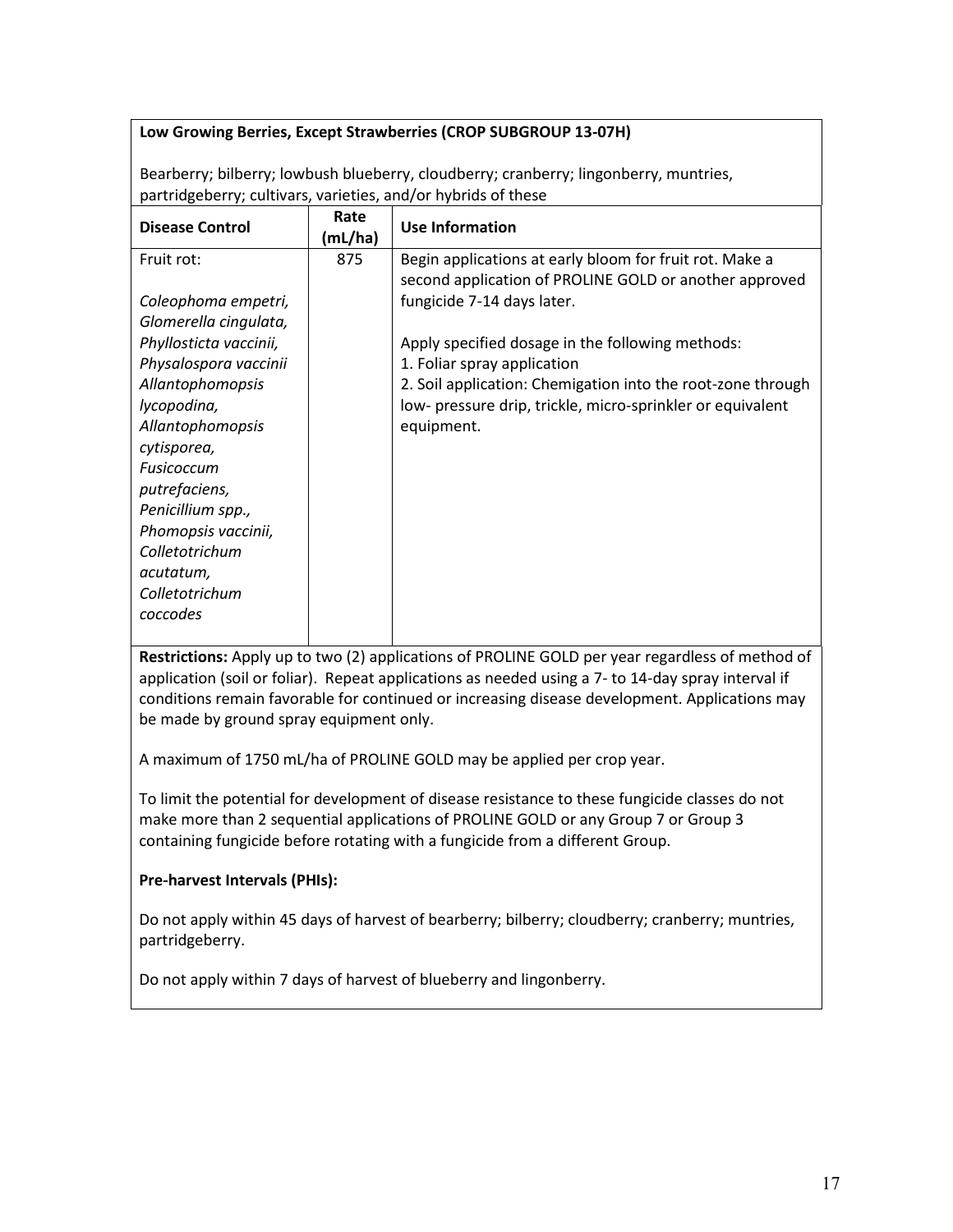**Low Growing Berries, Except Strawberries (CROP SUBGROUP 13-07H)**

Bearberry; bilberry; lowbush blueberry, cloudberry; cranberry; lingonberry, muntries, partridgeberry; cultivars, varieties, and/or hybrids of these

| Disease Control | Rate (mL/ha) | Use Information |
|---|---|---|
| Fruit rot:<br><br>*Coleophoma empetri, Glomerella cingulata, Phyllosticta vaccinii, Physalospora vaccinii Allantophomopsis lycopodina, Allantophomopsis cytisporea, Fusicoccum putrefaciens, Penicillium spp., Phomopsis vaccinii, Colletotrichum acutatum, Colletotrichum coccodes* | 875 | Begin applications at early bloom for fruit rot. Make a second application of PROLINE GOLD or another approved fungicide 7-14 days later.<br><br>Apply specified dosage in the following methods:<br>1. Foliar spray application<br>2. Soil application: Chemigation into the root-zone through low- pressure drip, trickle, micro-sprinkler or equivalent equipment. |

**Restrictions:** Apply up to two (2) applications of PROLINE GOLD per year regardless of method of application (soil or foliar). Repeat applications as needed using a 7- to 14-day spray interval if conditions remain favorable for continued or increasing disease development. Applications may be made by ground spray equipment only.

A maximum of 1750 mL/ha of PROLINE GOLD may be applied per crop year.

To limit the potential for development of disease resistance to these fungicide classes do not make more than 2 sequential applications of PROLINE GOLD or any Group 7 or Group 3 containing fungicide before rotating with a fungicide from a different Group.

**Pre-harvest Intervals (PHIs):**

Do not apply within 45 days of harvest of bearberry; bilberry; cloudberry; cranberry; muntries, partridgeberry.

Do not apply within 7 days of harvest of blueberry and lingonberry.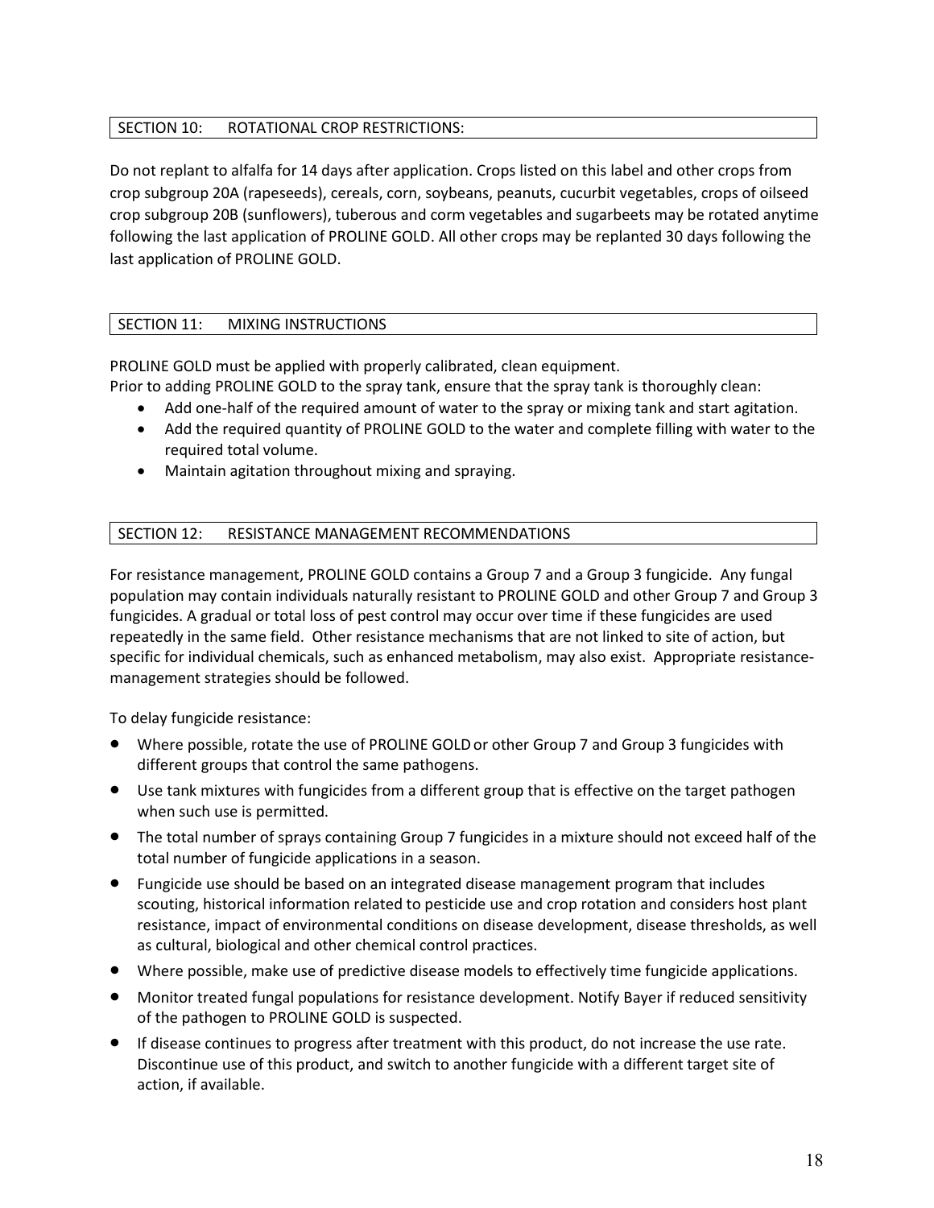## SECTION 10: ROTATIONAL CROP RESTRICTIONS:

Do not replant to alfalfa for 14 days after application. Crops listed on this label and other crops from crop subgroup 20A (rapeseeds), cereals, corn, soybeans, peanuts, cucurbit vegetables, crops of oilseed crop subgroup 20B (sunflowers), tuberous and corm vegetables and sugarbeets may be rotated anytime following the last application of PROLINE GOLD. All other crops may be replanted 30 days following the last application of PROLINE GOLD.

## SECTION 11: MIXING INSTRUCTIONS

PROLINE GOLD must be applied with properly calibrated, clean equipment.
Prior to adding PROLINE GOLD to the spray tank, ensure that the spray tank is thoroughly clean:

- Add one-half of the required amount of water to the spray or mixing tank and start agitation.
- Add the required quantity of PROLINE GOLD to the water and complete filling with water to the required total volume.
- Maintain agitation throughout mixing and spraying.

## SECTION 12: RESISTANCE MANAGEMENT RECOMMENDATIONS

For resistance management, PROLINE GOLD contains a Group 7 and a Group 3 fungicide. Any fungal population may contain individuals naturally resistant to PROLINE GOLD and other Group 7 and Group 3 fungicides. A gradual or total loss of pest control may occur over time if these fungicides are used repeatedly in the same field. Other resistance mechanisms that are not linked to site of action, but specific for individual chemicals, such as enhanced metabolism, may also exist. Appropriate resistance-management strategies should be followed.

To delay fungicide resistance:

- Where possible, rotate the use of PROLINE GOLD or other Group 7 and Group 3 fungicides with different groups that control the same pathogens.
- Use tank mixtures with fungicides from a different group that is effective on the target pathogen when such use is permitted.
- The total number of sprays containing Group 7 fungicides in a mixture should not exceed half of the total number of fungicide applications in a season.
- Fungicide use should be based on an integrated disease management program that includes scouting, historical information related to pesticide use and crop rotation and considers host plant resistance, impact of environmental conditions on disease development, disease thresholds, as well as cultural, biological and other chemical control practices.
- Where possible, make use of predictive disease models to effectively time fungicide applications.
- Monitor treated fungal populations for resistance development. Notify Bayer if reduced sensitivity of the pathogen to PROLINE GOLD is suspected.
- If disease continues to progress after treatment with this product, do not increase the use rate. Discontinue use of this product, and switch to another fungicide with a different target site of action, if available.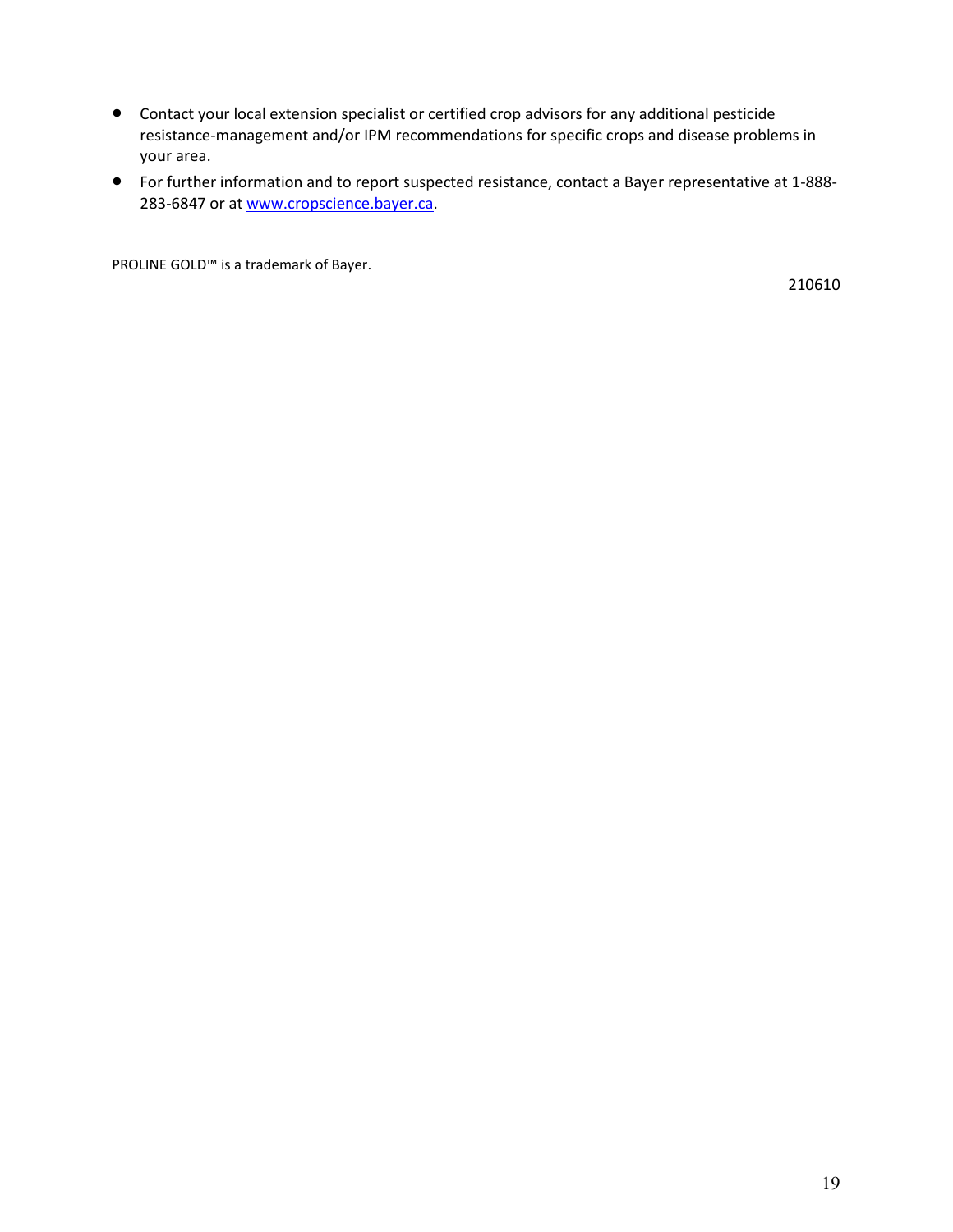- Contact your local extension specialist or certified crop advisors for any additional pesticide resistance-management and/or IPM recommendations for specific crops and disease problems in your area.
- For further information and to report suspected resistance, contact a Bayer representative at 1-888-283-6847 or at www.cropscience.bayer.ca.

PROLINE GOLD™ is a trademark of Bayer.

210610